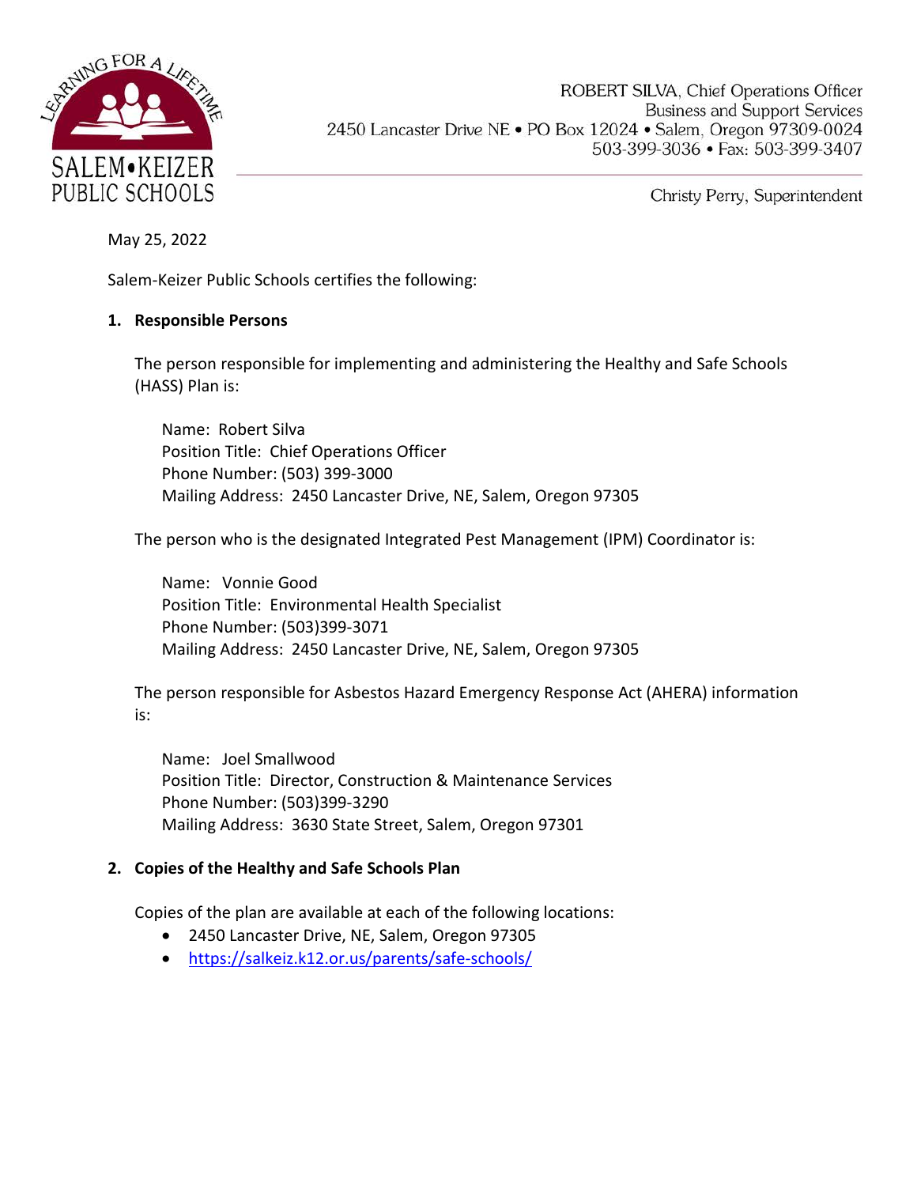SALEM•KEIZER PUBLIC SCHOOLS

LEARNING FOR A LIFETIME

ROBERT SILVA, Chief Operations Officer
Business and Support Services
2450 Lancaster Drive NE • PO Box 12024 • Salem, Oregon 97309-0024
503-399-3036 • Fax: 503-399-3407

Christy Perry, Superintendent

May 25, 2022

Salem-Keizer Public Schools certifies the following:

**1. Responsible Persons**

The person responsible for implementing and administering the Healthy and Safe Schools (HASS) Plan is:

Name: Robert Silva
Position Title: Chief Operations Officer
Phone Number: (503) 399-3000
Mailing Address: 2450 Lancaster Drive, NE, Salem, Oregon 97305

The person who is the designated Integrated Pest Management (IPM) Coordinator is:

Name: Vonnie Good
Position Title: Environmental Health Specialist
Phone Number: (503)399-3071
Mailing Address: 2450 Lancaster Drive, NE, Salem, Oregon 97305

The person responsible for Asbestos Hazard Emergency Response Act (AHERA) information is:

Name: Joel Smallwood
Position Title: Director, Construction & Maintenance Services
Phone Number: (503)399-3290
Mailing Address: 3630 State Street, Salem, Oregon 97301

**2. Copies of the Healthy and Safe Schools Plan**

Copies of the plan are available at each of the following locations:

- 2450 Lancaster Drive, NE, Salem, Oregon 97305
- https://salkeiz.k12.or.us/parents/safe-schools/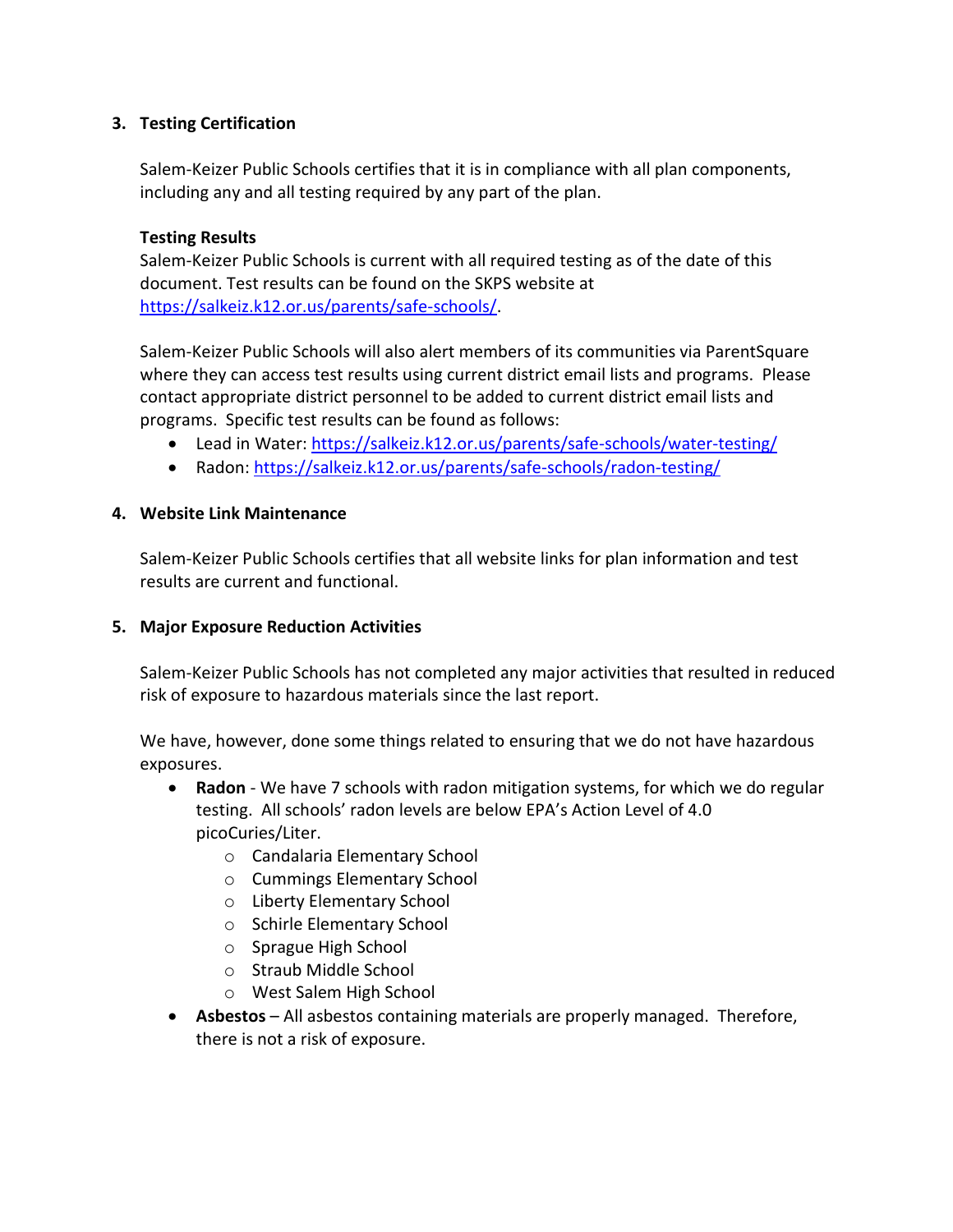## 3. Testing Certification

Salem-Keizer Public Schools certifies that it is in compliance with all plan components, including any and all testing required by any part of the plan.

**Testing Results**

Salem-Keizer Public Schools is current with all required testing as of the date of this document. Test results can be found on the SKPS website at https://salkeiz.k12.or.us/parents/safe-schools/.

Salem-Keizer Public Schools will also alert members of its communities via ParentSquare where they can access test results using current district email lists and programs. Please contact appropriate district personnel to be added to current district email lists and programs. Specific test results can be found as follows:

- Lead in Water: https://salkeiz.k12.or.us/parents/safe-schools/water-testing/
- Radon: https://salkeiz.k12.or.us/parents/safe-schools/radon-testing/

## 4. Website Link Maintenance

Salem-Keizer Public Schools certifies that all website links for plan information and test results are current and functional.

## 5. Major Exposure Reduction Activities

Salem-Keizer Public Schools has not completed any major activities that resulted in reduced risk of exposure to hazardous materials since the last report.

We have, however, done some things related to ensuring that we do not have hazardous exposures.

- **Radon** - We have 7 schools with radon mitigation systems, for which we do regular testing. All schools' radon levels are below EPA's Action Level of 4.0 picoCuries/Liter.
  - Candalaria Elementary School
  - Cummings Elementary School
  - Liberty Elementary School
  - Schirle Elementary School
  - Sprague High School
  - Straub Middle School
  - West Salem High School
- **Asbestos** – All asbestos containing materials are properly managed. Therefore, there is not a risk of exposure.